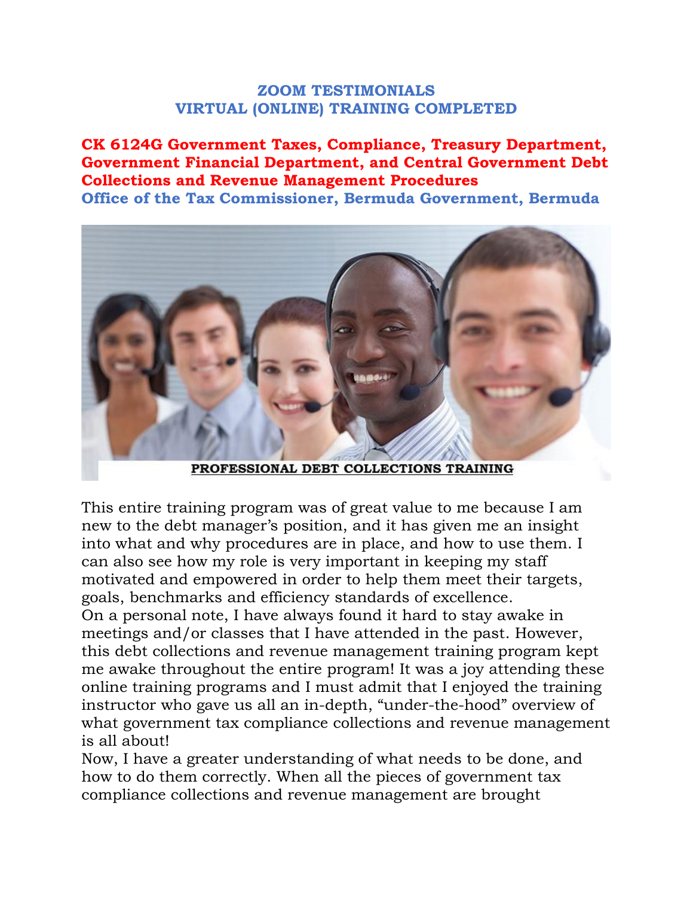# ZOOM TESTIMONIALS
# VIRTUAL (ONLINE) TRAINING COMPLETED

## CK 6124G Government Taxes, Compliance, Treasury Department, Government Financial Department, and Central Government Debt Collections and Revenue Management Procedures

### Office of the Tax Commissioner, Bermuda Government, Bermuda

**PROFESSIONAL DEBT COLLECTIONS TRAINING**

This entire training program was of great value to me because I am new to the debt manager's position, and it has given me an insight into what and why procedures are in place, and how to use them. I can also see how my role is very important in keeping my staff motivated and empowered in order to help them meet their targets, goals, benchmarks and efficiency standards of excellence.

On a personal note, I have always found it hard to stay awake in meetings and/or classes that I have attended in the past. However, this debt collections and revenue management training program kept me awake throughout the entire program! It was a joy attending these online training programs and I must admit that I enjoyed the training instructor who gave us all an in-depth, "under-the-hood" overview of what government tax compliance collections and revenue management is all about!

Now, I have a greater understanding of what needs to be done, and how to do them correctly. When all the pieces of government tax compliance collections and revenue management are brought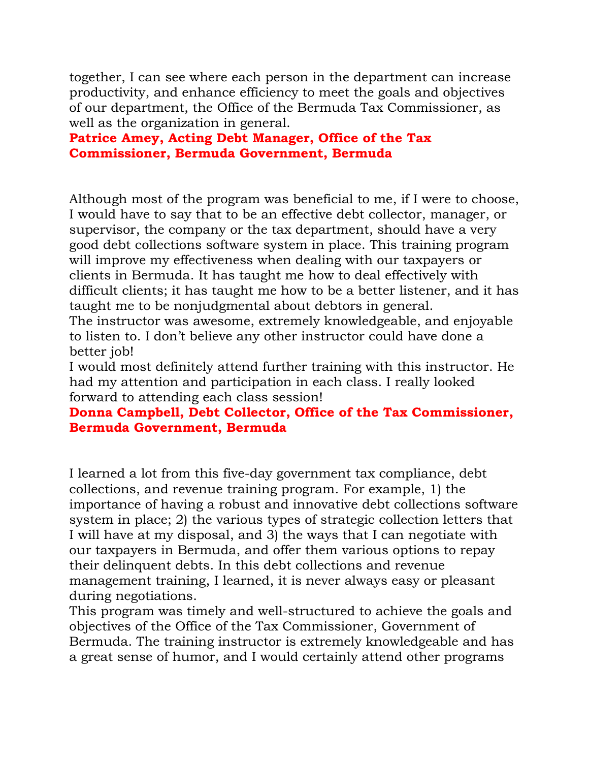together, I can see where each person in the department can increase productivity, and enhance efficiency to meet the goals and objectives of our department, the Office of the Bermuda Tax Commissioner, as well as the organization in general.

**Patrice Amey, Acting Debt Manager, Office of the Tax Commissioner, Bermuda Government, Bermuda**

Although most of the program was beneficial to me, if I were to choose, I would have to say that to be an effective debt collector, manager, or supervisor, the company or the tax department, should have a very good debt collections software system in place. This training program will improve my effectiveness when dealing with our taxpayers or clients in Bermuda. It has taught me how to deal effectively with difficult clients; it has taught me how to be a better listener, and it has taught me to be nonjudgmental about debtors in general.

The instructor was awesome, extremely knowledgeable, and enjoyable to listen to. I don't believe any other instructor could have done a better job!

I would most definitely attend further training with this instructor. He had my attention and participation in each class. I really looked forward to attending each class session!

**Donna Campbell, Debt Collector, Office of the Tax Commissioner, Bermuda Government, Bermuda**

I learned a lot from this five-day government tax compliance, debt collections, and revenue training program. For example, 1) the importance of having a robust and innovative debt collections software system in place; 2) the various types of strategic collection letters that I will have at my disposal, and 3) the ways that I can negotiate with our taxpayers in Bermuda, and offer them various options to repay their delinquent debts. In this debt collections and revenue management training, I learned, it is never always easy or pleasant during negotiations.

This program was timely and well-structured to achieve the goals and objectives of the Office of the Tax Commissioner, Government of Bermuda. The training instructor is extremely knowledgeable and has a great sense of humor, and I would certainly attend other programs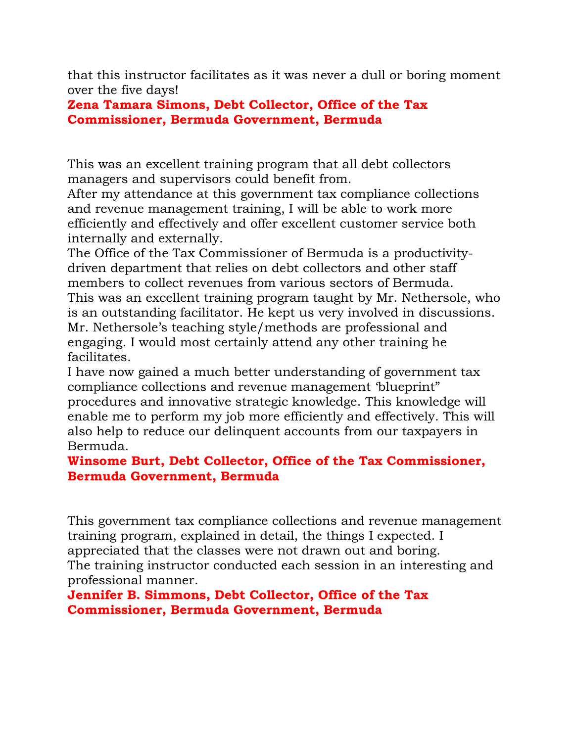that this instructor facilitates as it was never a dull or boring moment over the five days!

**Zena Tamara Simons, Debt Collector, Office of the Tax Commissioner, Bermuda Government, Bermuda**

This was an excellent training program that all debt collectors managers and supervisors could benefit from.
After my attendance at this government tax compliance collections and revenue management training, I will be able to work more efficiently and effectively and offer excellent customer service both internally and externally.
The Office of the Tax Commissioner of Bermuda is a productivity-driven department that relies on debt collectors and other staff members to collect revenues from various sectors of Bermuda.
This was an excellent training program taught by Mr. Nethersole, who is an outstanding facilitator. He kept us very involved in discussions. Mr. Nethersole's teaching style/methods are professional and engaging. I would most certainly attend any other training he facilitates.
I have now gained a much better understanding of government tax compliance collections and revenue management 'blueprint" procedures and innovative strategic knowledge. This knowledge will enable me to perform my job more efficiently and effectively. This will also help to reduce our delinquent accounts from our taxpayers in Bermuda.

**Winsome Burt, Debt Collector, Office of the Tax Commissioner, Bermuda Government, Bermuda**

This government tax compliance collections and revenue management training program, explained in detail, the things I expected. I appreciated that the classes were not drawn out and boring.
The training instructor conducted each session in an interesting and professional manner.

**Jennifer B. Simmons, Debt Collector, Office of the Tax Commissioner, Bermuda Government, Bermuda**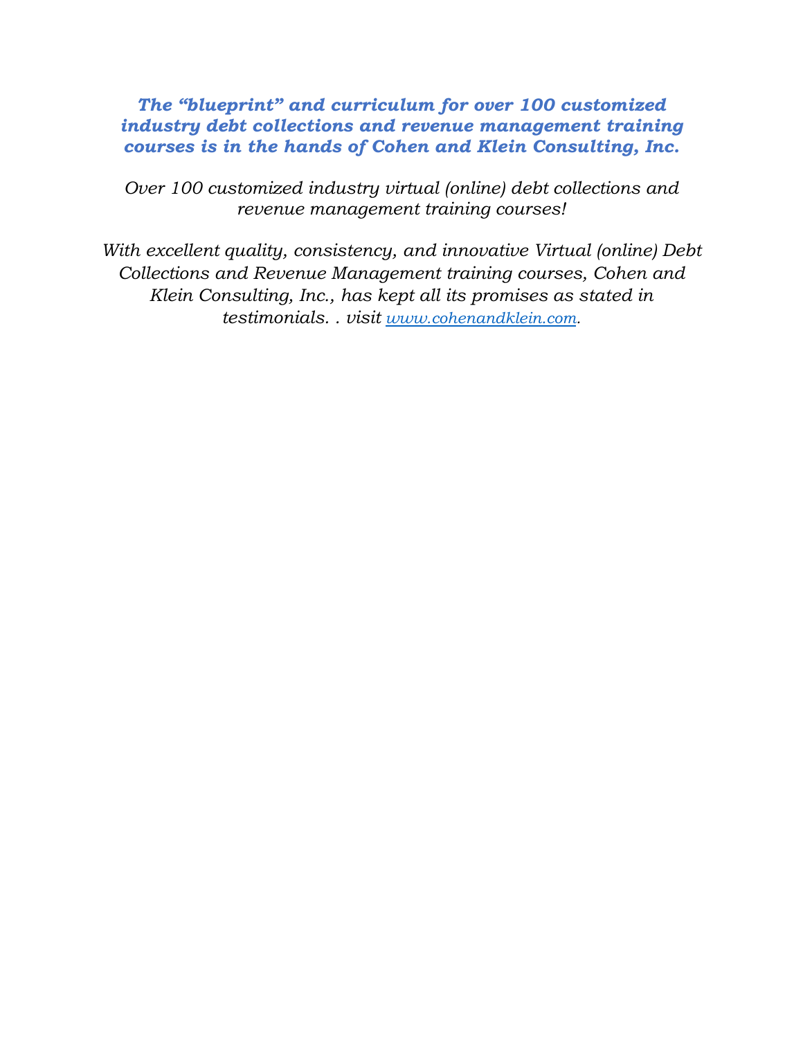***The "blueprint" and curriculum for over 100 customized industry debt collections and revenue management training courses is in the hands of Cohen and Klein Consulting, Inc.***

*Over 100 customized industry virtual (online) debt collections and revenue management training courses!*

*With excellent quality, consistency, and innovative Virtual (online) Debt Collections and Revenue Management training courses, Cohen and Klein Consulting, Inc., has kept all its promises as stated in testimonials. . visit [www.cohenandklein.com](http://www.cohenandklein.com).*